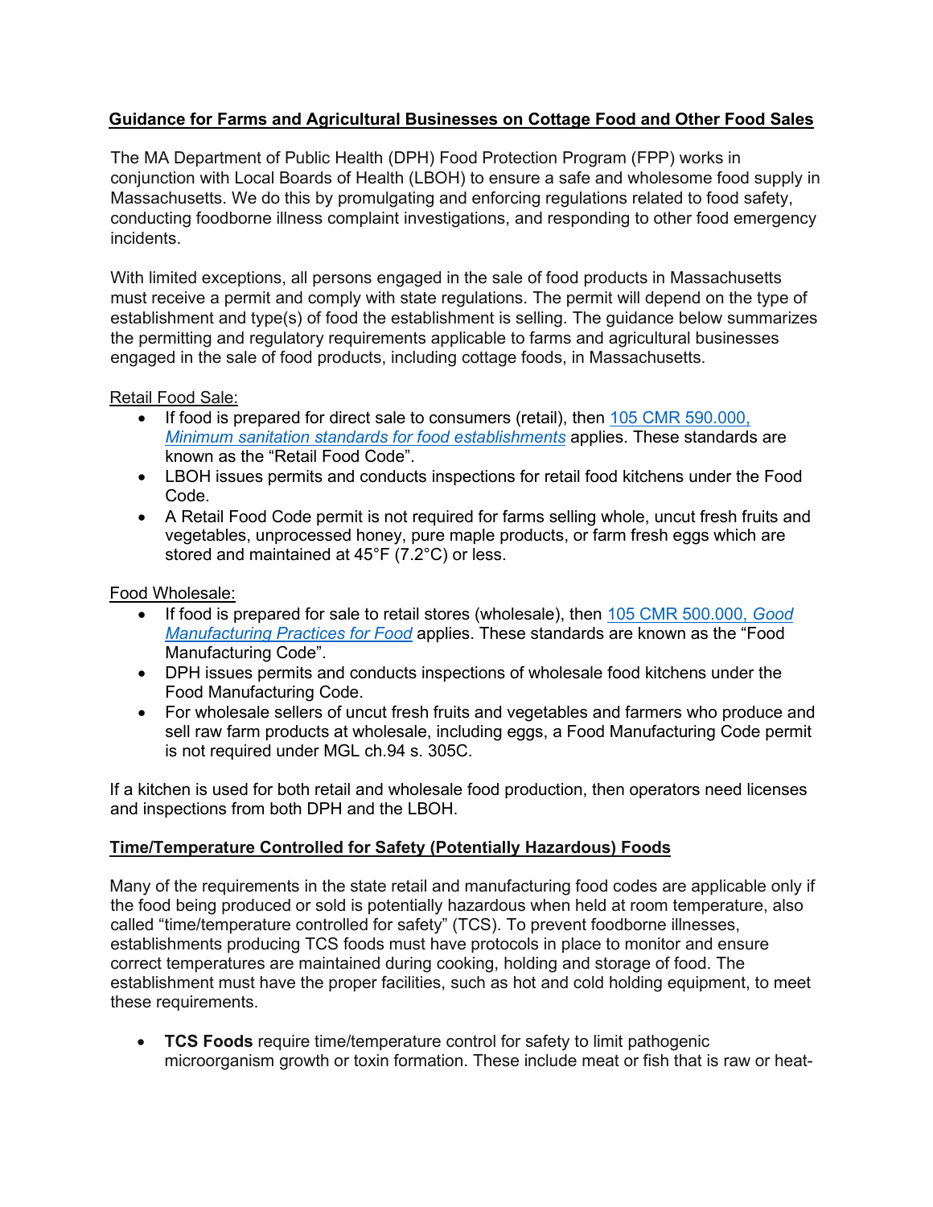## Guidance for Farms and Agricultural Businesses on Cottage Food and Other Food Sales

The MA Department of Public Health (DPH) Food Protection Program (FPP) works in conjunction with Local Boards of Health (LBOH) to ensure a safe and wholesome food supply in Massachusetts. We do this by promulgating and enforcing regulations related to food safety, conducting foodborne illness complaint investigations, and responding to other food emergency incidents.

With limited exceptions, all persons engaged in the sale of food products in Massachusetts must receive a permit and comply with state regulations. The permit will depend on the type of establishment and type(s) of food the establishment is selling. The guidance below summarizes the permitting and regulatory requirements applicable to farms and agricultural businesses engaged in the sale of food products, including cottage foods, in Massachusetts.

Retail Food Sale:

- If food is prepared for direct sale to consumers (retail), then 105 CMR 590.000, *Minimum sanitation standards for food establishments* applies. These standards are known as the "Retail Food Code".
- LBOH issues permits and conducts inspections for retail food kitchens under the Food Code.
- A Retail Food Code permit is not required for farms selling whole, uncut fresh fruits and vegetables, unprocessed honey, pure maple products, or farm fresh eggs which are stored and maintained at 45°F (7.2°C) or less.

Food Wholesale:

- If food is prepared for sale to retail stores (wholesale), then 105 CMR 500.000, *Good Manufacturing Practices for Food* applies. These standards are known as the "Food Manufacturing Code".
- DPH issues permits and conducts inspections of wholesale food kitchens under the Food Manufacturing Code.
- For wholesale sellers of uncut fresh fruits and vegetables and farmers who produce and sell raw farm products at wholesale, including eggs, a Food Manufacturing Code permit is not required under MGL ch.94 s. 305C.

If a kitchen is used for both retail and wholesale food production, then operators need licenses and inspections from both DPH and the LBOH.

## Time/Temperature Controlled for Safety (Potentially Hazardous) Foods

Many of the requirements in the state retail and manufacturing food codes are applicable only if the food being produced or sold is potentially hazardous when held at room temperature, also called "time/temperature controlled for safety" (TCS). To prevent foodborne illnesses, establishments producing TCS foods must have protocols in place to monitor and ensure correct temperatures are maintained during cooking, holding and storage of food. The establishment must have the proper facilities, such as hot and cold holding equipment, to meet these requirements.

- **TCS Foods** require time/temperature control for safety to limit pathogenic microorganism growth or toxin formation. These include meat or fish that is raw or heat-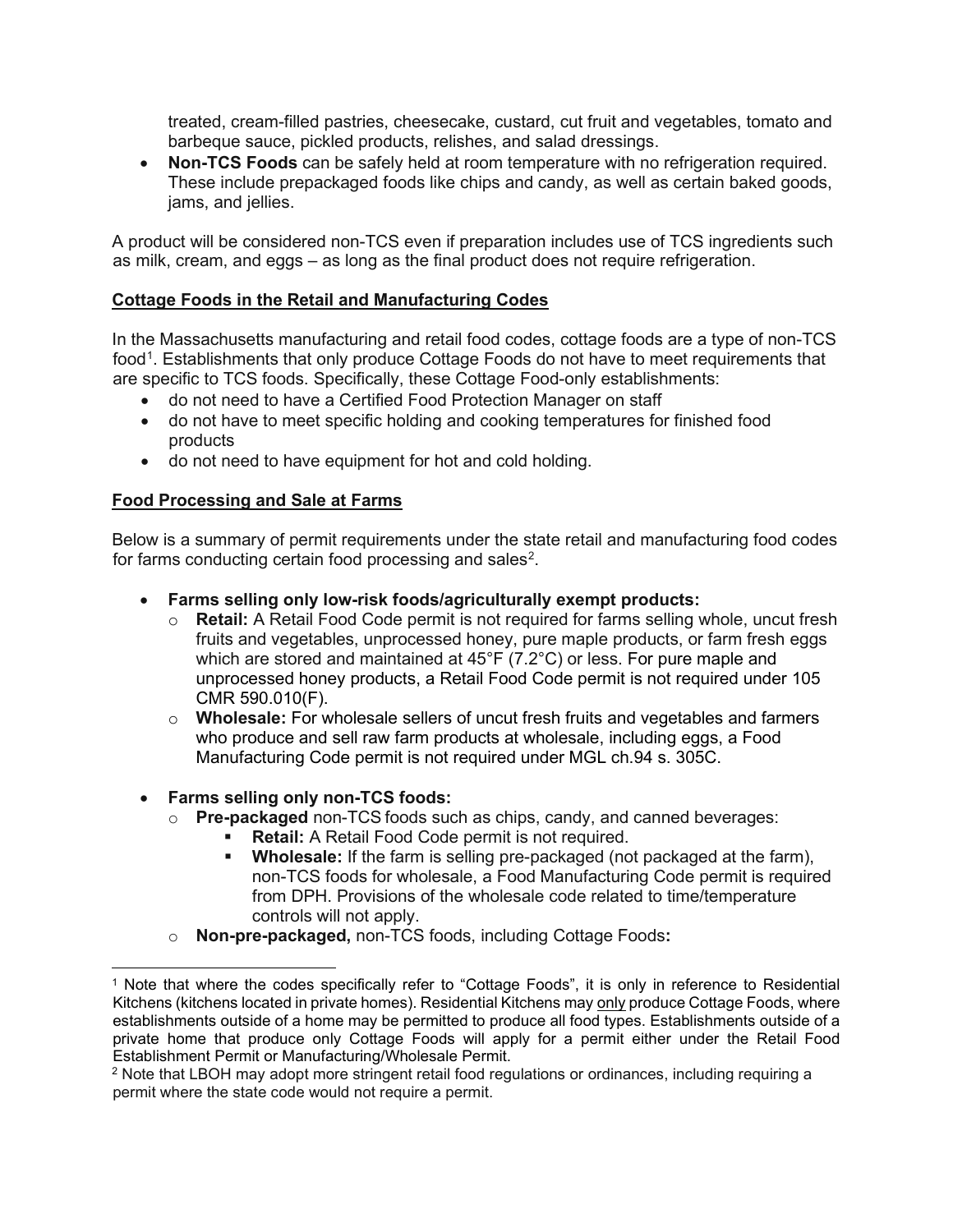treated, cream-filled pastries, cheesecake, custard, cut fruit and vegetables, tomato and barbeque sauce, pickled products, relishes, and salad dressings.

- **Non-TCS Foods** can be safely held at room temperature with no refrigeration required. These include prepackaged foods like chips and candy, as well as certain baked goods, jams, and jellies.

A product will be considered non-TCS even if preparation includes use of TCS ingredients such as milk, cream, and eggs – as long as the final product does not require refrigeration.

**Cottage Foods in the Retail and Manufacturing Codes**

In the Massachusetts manufacturing and retail food codes, cottage foods are a type of non-TCS food[1]. Establishments that only produce Cottage Foods do not have to meet requirements that are specific to TCS foods. Specifically, these Cottage Food-only establishments:

- do not need to have a Certified Food Protection Manager on staff
- do not have to meet specific holding and cooking temperatures for finished food products
- do not need to have equipment for hot and cold holding.

**Food Processing and Sale at Farms**

Below is a summary of permit requirements under the state retail and manufacturing food codes for farms conducting certain food processing and sales[2].

- **Farms selling only low-risk foods/agriculturally exempt products:**
  - **Retail:** A Retail Food Code permit is not required for farms selling whole, uncut fresh fruits and vegetables, unprocessed honey, pure maple products, or farm fresh eggs which are stored and maintained at 45°F (7.2°C) or less. For pure maple and unprocessed honey products, a Retail Food Code permit is not required under 105 CMR 590.010(F).
  - **Wholesale:** For wholesale sellers of uncut fresh fruits and vegetables and farmers who produce and sell raw farm products at wholesale, including eggs, a Food Manufacturing Code permit is not required under MGL ch.94 s. 305C.

- **Farms selling only non-TCS foods:**
  - **Pre-packaged** non-TCS foods such as chips, candy, and canned beverages:
    - **Retail:** A Retail Food Code permit is not required.
    - **Wholesale:** If the farm is selling pre-packaged (not packaged at the farm), non-TCS foods for wholesale, a Food Manufacturing Code permit is required from DPH. Provisions of the wholesale code related to time/temperature controls will not apply.
  - **Non-pre-packaged,** non-TCS foods, including Cottage Foods**:**

---

[1] Note that where the codes specifically refer to "Cottage Foods", it is only in reference to Residential Kitchens (kitchens located in private homes). Residential Kitchens may only produce Cottage Foods, where establishments outside of a home may be permitted to produce all food types. Establishments outside of a private home that produce only Cottage Foods will apply for a permit either under the Retail Food Establishment Permit or Manufacturing/Wholesale Permit.

[2] Note that LBOH may adopt more stringent retail food regulations or ordinances, including requiring a permit where the state code would not require a permit.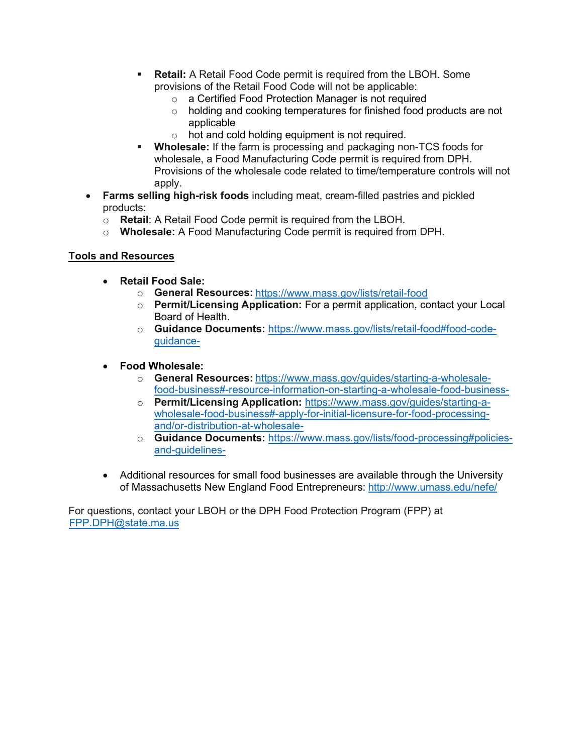- **Retail:** A Retail Food Code permit is required from the LBOH. Some provisions of the Retail Food Code will not be applicable:
      - a Certified Food Protection Manager is not required
      - holding and cooking temperatures for finished food products are not applicable
      - hot and cold holding equipment is not required.
    - **Wholesale:** If the farm is processing and packaging non-TCS foods for wholesale, a Food Manufacturing Code permit is required from DPH. Provisions of the wholesale code related to time/temperature controls will not apply.
- **Farms selling high-risk foods** including meat, cream-filled pastries and pickled products:
  - **Retail**: A Retail Food Code permit is required from the LBOH.
  - **Wholesale:** A Food Manufacturing Code permit is required from DPH.

## Tools and Resources

- **Retail Food Sale:**
  - **General Resources:** https://www.mass.gov/lists/retail-food
  - **Permit/Licensing Application:** For a permit application, contact your Local Board of Health.
  - **Guidance Documents:** https://www.mass.gov/lists/retail-food#food-code-guidance-

- **Food Wholesale:**
  - **General Resources:** https://www.mass.gov/guides/starting-a-wholesale-food-business#-resource-information-on-starting-a-wholesale-food-business-
  - **Permit/Licensing Application:** https://www.mass.gov/guides/starting-a-wholesale-food-business#-apply-for-initial-licensure-for-food-processing-and/or-distribution-at-wholesale-
  - **Guidance Documents:** https://www.mass.gov/lists/food-processing#policies-and-guidelines-

- Additional resources for small food businesses are available through the University of Massachusetts New England Food Entrepreneurs: http://www.umass.edu/nefe/

For questions, contact your LBOH or the DPH Food Protection Program (FPP) at FPP.DPH@state.ma.us